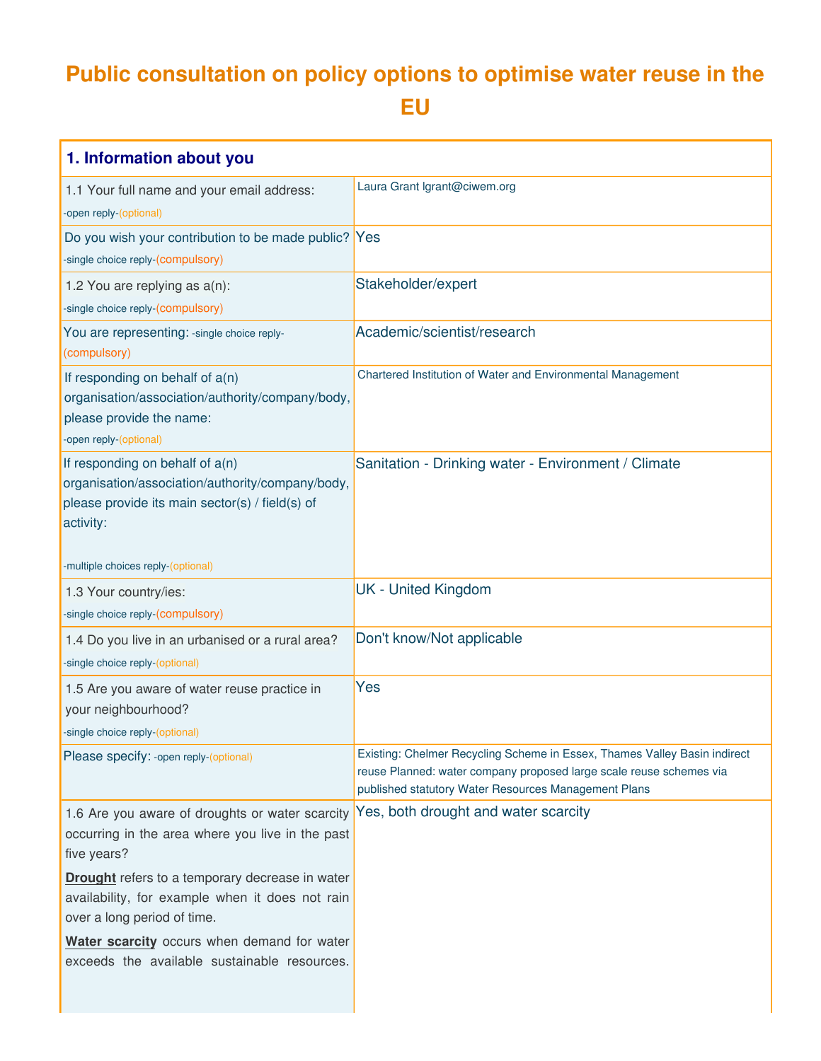# Public consultation on policy options to optimise water reuse in the EU

| 1. Information about you | |
|---|---|
| 1.1 Your full name and your email address: -open reply-(optional) | Laura Grant lgrant@ciwem.org |
| Do you wish your contribution to be made public? -single choice reply-(compulsory) | Yes |
| 1.2 You are replying as a(n): -single choice reply-(compulsory) | Stakeholder/expert |
| You are representing: -single choice reply-(compulsory) | Academic/scientist/research |
| If responding on behalf of a(n) organisation/association/authority/company/body, please provide the name: -open reply-(optional) | Chartered Institution of Water and Environmental Management |
| If responding on behalf of a(n) organisation/association/authority/company/body, please provide its main sector(s) / field(s) of activity: -multiple choices reply-(optional) | Sanitation - Drinking water - Environment / Climate |
| 1.3 Your country/ies: -single choice reply-(compulsory) | UK - United Kingdom |
| 1.4 Do you live in an urbanised or a rural area? -single choice reply-(optional) | Don't know/Not applicable |
| 1.5 Are you aware of water reuse practice in your neighbourhood? -single choice reply-(optional) | Yes |
| Please specify: -open reply-(optional) | Existing: Chelmer Recycling Scheme in Essex, Thames Valley Basin indirect reuse Planned: water company proposed large scale reuse schemes via published statutory Water Resources Management Plans |
| 1.6 Are you aware of droughts or water scarcity occurring in the area where you live in the past five years? **Drought** refers to a temporary decrease in water availability, for example when it does not rain over a long period of time. **Water scarcity** occurs when demand for water exceeds the available sustainable resources. | Yes, both drought and water scarcity |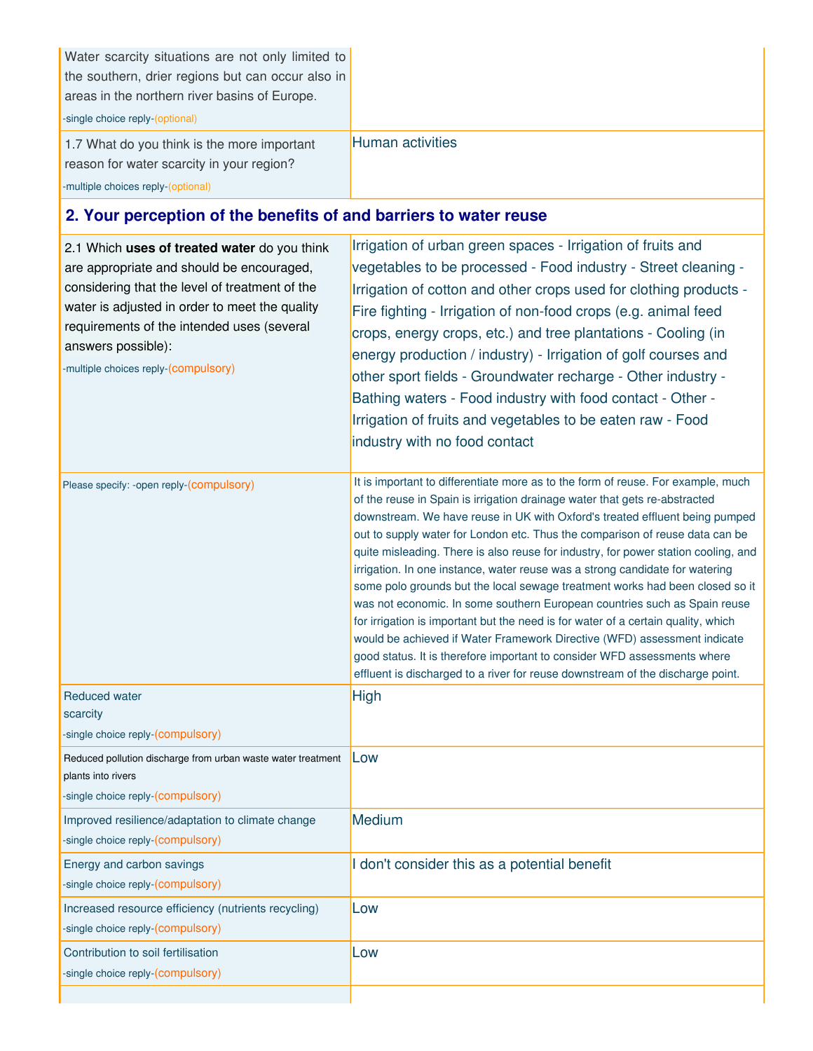| | |
|---|---|
| Water scarcity situations are not only limited to the southern, drier regions but can occur also in areas in the northern river basins of Europe. -single choice reply-(optional) | |
| 1.7 What do you think is the more important reason for water scarcity in your region? -multiple choices reply-(optional) | Human activities |

## 2. Your perception of the benefits of and barriers to water reuse

| | |
|---|---|
| 2.1 Which **uses of treated water** do you think are appropriate and should be encouraged, considering that the level of treatment of the water is adjusted in order to meet the quality requirements of the intended uses (several answers possible): -multiple choices reply-(compulsory) | Irrigation of urban green spaces - Irrigation of fruits and vegetables to be processed - Food industry - Street cleaning - Irrigation of cotton and other crops used for clothing products - Fire fighting - Irrigation of non-food crops (e.g. animal feed crops, energy crops, etc.) and tree plantations - Cooling (in energy production / industry) - Irrigation of golf courses and other sport fields - Groundwater recharge - Other industry - Bathing waters - Food industry with food contact - Other - Irrigation of fruits and vegetables to be eaten raw - Food industry with no food contact |
| Please specify: -open reply-(compulsory) | It is important to differentiate more as to the form of reuse. For example, much of the reuse in Spain is irrigation drainage water that gets re-abstracted downstream. We have reuse in UK with Oxford's treated effluent being pumped out to supply water for London etc. Thus the comparison of reuse data can be quite misleading. There is also reuse for industry, for power station cooling, and irrigation. In one instance, water reuse was a strong candidate for watering some polo grounds but the local sewage treatment works had been closed so it was not economic. In some southern European countries such as Spain reuse for irrigation is important but the need is for water of a certain quality, which would be achieved if Water Framework Directive (WFD) assessment indicate good status. It is therefore important to consider WFD assessments where effluent is discharged to a river for reuse downstream of the discharge point. |
| Reduced water scarcity -single choice reply-(compulsory) | High |
| Reduced pollution discharge from urban waste water treatment plants into rivers -single choice reply-(compulsory) | Low |
| Improved resilience/adaptation to climate change -single choice reply-(compulsory) | Medium |
| Energy and carbon savings -single choice reply-(compulsory) | I don't consider this as a potential benefit |
| Increased resource efficiency (nutrients recycling) -single choice reply-(compulsory) | Low |
| Contribution to soil fertilisation -single choice reply-(compulsory) | Low |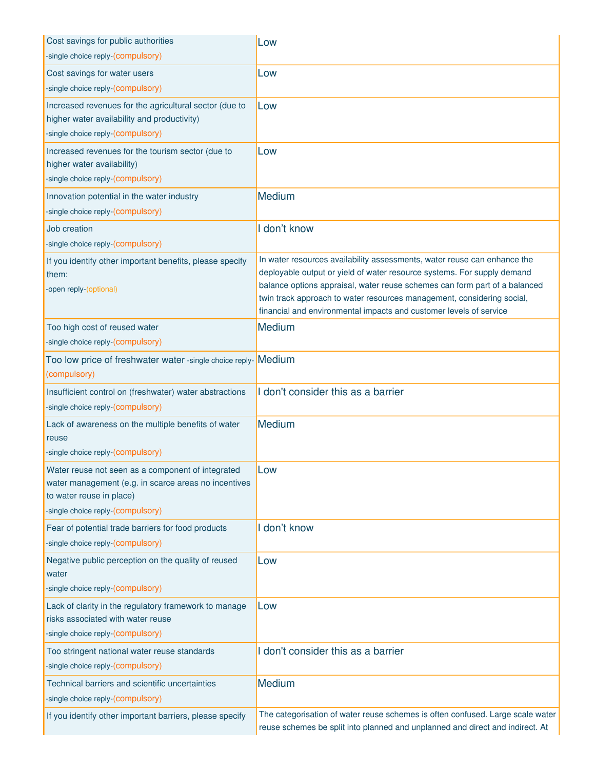| | |
|---|---|
| Cost savings for public authorities<br>-single choice reply-(compulsory) | Low |
| Cost savings for water users<br>-single choice reply-(compulsory) | Low |
| Increased revenues for the agricultural sector (due to higher water availability and productivity)<br>-single choice reply-(compulsory) | Low |
| Increased revenues for the tourism sector (due to higher water availability)<br>-single choice reply-(compulsory) | Low |
| Innovation potential in the water industry<br>-single choice reply-(compulsory) | Medium |
| Job creation<br>-single choice reply-(compulsory) | I don't know |
| If you identify other important benefits, please specify them:<br>-open reply-(optional) | In water resources availability assessments, water reuse can enhance the deployable output or yield of water resource systems. For supply demand balance options appraisal, water reuse schemes can form part of a balanced twin track approach to water resources management, considering social, financial and environmental impacts and customer levels of service |
| Too high cost of reused water<br>-single choice reply-(compulsory) | Medium |
| Too low price of freshwater water -single choice reply-(compulsory) | Medium |
| Insufficient control on (freshwater) water abstractions<br>-single choice reply-(compulsory) | I don't consider this as a barrier |
| Lack of awareness on the multiple benefits of water reuse<br>-single choice reply-(compulsory) | Medium |
| Water reuse not seen as a component of integrated water management (e.g. in scarce areas no incentives to water reuse in place)<br>-single choice reply-(compulsory) | Low |
| Fear of potential trade barriers for food products<br>-single choice reply-(compulsory) | I don't know |
| Negative public perception on the quality of reused water<br>-single choice reply-(compulsory) | Low |
| Lack of clarity in the regulatory framework to manage risks associated with water reuse<br>-single choice reply-(compulsory) | Low |
| Too stringent national water reuse standards<br>-single choice reply-(compulsory) | I don't consider this as a barrier |
| Technical barriers and scientific uncertainties<br>-single choice reply-(compulsory) | Medium |
| If you identify other important barriers, please specify | The categorisation of water reuse schemes is often confused. Large scale water reuse schemes be split into planned and unplanned and direct and indirect. At |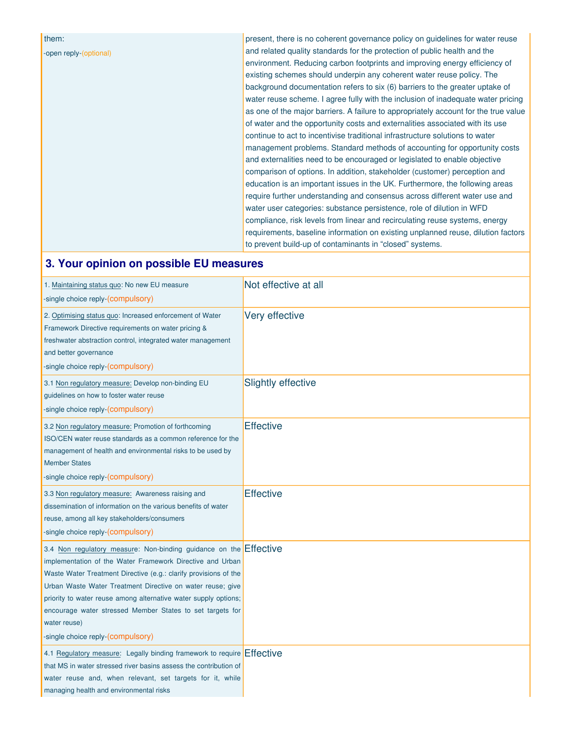| them:<br>-open reply-(optional) | present, there is no coherent governance policy on guidelines for water reuse and related quality standards for the protection of public health and the environment. Reducing carbon footprints and improving energy efficiency of existing schemes should underpin any coherent water reuse policy. The background documentation refers to six (6) barriers to the greater uptake of water reuse scheme. I agree fully with the inclusion of inadequate water pricing as one of the major barriers. A failure to appropriately account for the true value of water and the opportunity costs and externalities associated with its use continue to act to incentivise traditional infrastructure solutions to water management problems. Standard methods of accounting for opportunity costs and externalities need to be encouraged or legislated to enable objective comparison of options. In addition, stakeholder (customer) perception and education is an important issues in the UK. Furthermore, the following areas require further understanding and consensus across different water use and water user categories: substance persistence, role of dilution in WFD compliance, risk levels from linear and recirculating reuse systems, energy requirements, baseline information on existing unplanned reuse, dilution factors to prevent build-up of contaminants in "closed" systems. |
|---|---|

## 3. Your opinion on possible EU measures

| Measure | Reply |
|---|---|
| 1. Maintaining status quo: No new EU measure<br>-single choice reply-(compulsory) | Not effective at all |
| 2. Optimising status quo: Increased enforcement of Water Framework Directive requirements on water pricing & freshwater abstraction control, integrated water management and better governance<br>-single choice reply-(compulsory) | Very effective |
| 3.1 Non regulatory measure: Develop non-binding EU guidelines on how to foster water reuse<br>-single choice reply-(compulsory) | Slightly effective |
| 3.2 Non regulatory measure: Promotion of forthcoming ISO/CEN water reuse standards as a common reference for the management of health and environmental risks to be used by Member States<br>-single choice reply-(compulsory) | Effective |
| 3.3 Non regulatory measure: Awareness raising and dissemination of information on the various benefits of water reuse, among all key stakeholders/consumers<br>-single choice reply-(compulsory) | Effective |
| 3.4 Non regulatory measure: Non-binding guidance on the implementation of the Water Framework Directive and Urban Waste Water Treatment Directive (e.g.: clarify provisions of the Urban Waste Water Treatment Directive on water reuse; give priority to water reuse among alternative water supply options; encourage water stressed Member States to set targets for water reuse)<br>-single choice reply-(compulsory) | Effective |
| 4.1 Regulatory measure: Legally binding framework to require that MS in water stressed river basins assess the contribution of water reuse and, when relevant, set targets for it, while managing health and environmental risks | Effective |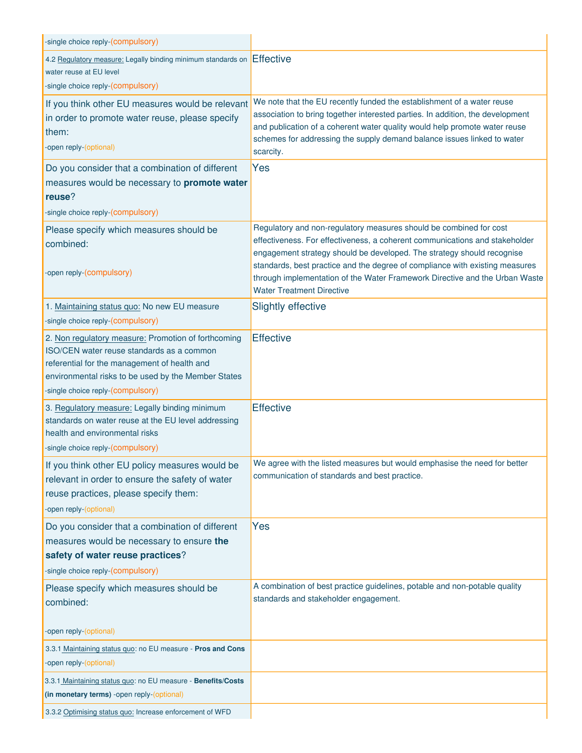| | |
|---|---|
| -single choice reply-(compulsory) | |
| 4.2 Regulatory measure: Legally binding minimum standards on water reuse at EU level<br>-single choice reply-(compulsory) | Effective |
| If you think other EU measures would be relevant in order to promote water reuse, please specify them:<br>-open reply-(optional) | We note that the EU recently funded the establishment of a water reuse association to bring together interested parties. In addition, the development and publication of a coherent water quality would help promote water reuse schemes for addressing the supply demand balance issues linked to water scarcity. |
| Do you consider that a combination of different measures would be necessary to **promote water reuse**?<br>-single choice reply-(compulsory) | Yes |
| Please specify which measures should be combined:<br>-open reply-(compulsory) | Regulatory and non-regulatory measures should be combined for cost effectiveness. For effectiveness, a coherent communications and stakeholder engagement strategy should be developed. The strategy should recognise standards, best practice and the degree of compliance with existing measures through implementation of the Water Framework Directive and the Urban Waste Water Treatment Directive |
| 1. Maintaining status quo: No new EU measure<br>-single choice reply-(compulsory) | Slightly effective |
| 2. Non regulatory measure: Promotion of forthcoming ISO/CEN water reuse standards as a common referential for the management of health and environmental risks to be used by the Member States<br>-single choice reply-(compulsory) | Effective |
| 3. Regulatory measure: Legally binding minimum standards on water reuse at the EU level addressing health and environmental risks<br>-single choice reply-(compulsory) | Effective |
| If you think other EU policy measures would be relevant in order to ensure the safety of water reuse practices, please specify them:<br>-open reply-(optional) | We agree with the listed measures but would emphasise the need for better communication of standards and best practice. |
| Do you consider that a combination of different measures would be necessary to ensure **the safety of water reuse practices**?<br>-single choice reply-(compulsory) | Yes |
| Please specify which measures should be combined:<br>-open reply-(optional) | A combination of best practice guidelines, potable and non-potable quality standards and stakeholder engagement. |
| 3.3.1 Maintaining status quo: no EU measure - **Pros and Cons**<br>-open reply-(optional) | |
| 3.3.1 Maintaining status quo: no EU measure - **Benefits/Costs (in monetary terms)** -open reply-(optional) | |
| 3.3.2 Optimising status quo: Increase enforcement of WFD | |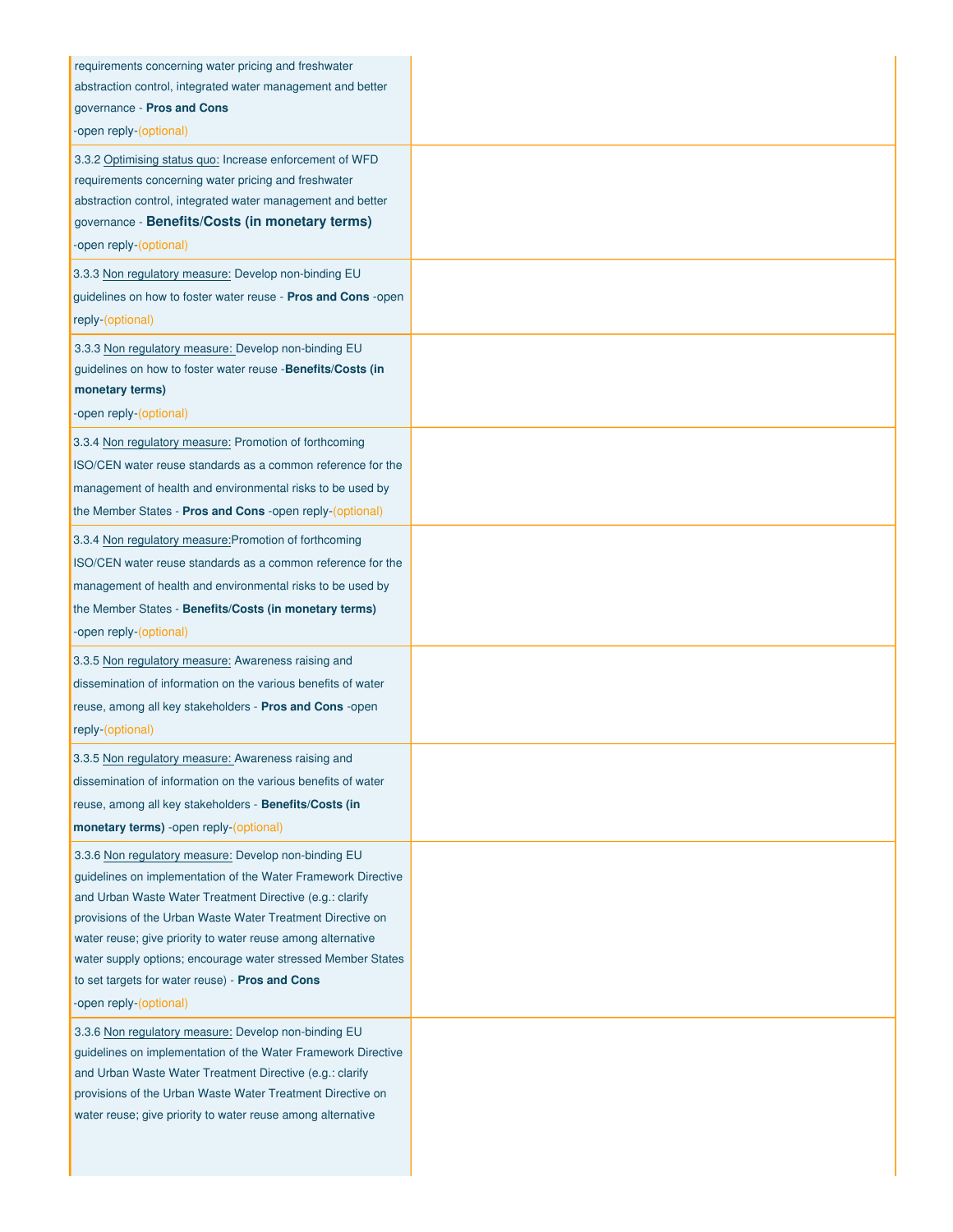| | |
|---|---|
| requirements concerning water pricing and freshwater abstraction control, integrated water management and better governance - **Pros and Cons** -open reply-(optional) | |
| 3.3.2 Optimising status quo: Increase enforcement of WFD requirements concerning water pricing and freshwater abstraction control, integrated water management and better governance - **Benefits/Costs (in monetary terms)** -open reply-(optional) | |
| 3.3.3 Non regulatory measure: Develop non-binding EU guidelines on how to foster water reuse - **Pros and Cons** -open reply-(optional) | |
| 3.3.3 Non regulatory measure: Develop non-binding EU guidelines on how to foster water reuse -**Benefits/Costs (in monetary terms)** -open reply-(optional) | |
| 3.3.4 Non regulatory measure: Promotion of forthcoming ISO/CEN water reuse standards as a common reference for the management of health and environmental risks to be used by the Member States - **Pros and Cons** -open reply-(optional) | |
| 3.3.4 Non regulatory measure:Promotion of forthcoming ISO/CEN water reuse standards as a common reference for the management of health and environmental risks to be used by the Member States - **Benefits/Costs (in monetary terms)** -open reply-(optional) | |
| 3.3.5 Non regulatory measure: Awareness raising and dissemination of information on the various benefits of water reuse, among all key stakeholders - **Pros and Cons** -open reply-(optional) | |
| 3.3.5 Non regulatory measure: Awareness raising and dissemination of information on the various benefits of water reuse, among all key stakeholders - **Benefits/Costs (in monetary terms)** -open reply-(optional) | |
| 3.3.6 Non regulatory measure: Develop non-binding EU guidelines on implementation of the Water Framework Directive and Urban Waste Water Treatment Directive (e.g.: clarify provisions of the Urban Waste Water Treatment Directive on water reuse; give priority to water reuse among alternative water supply options; encourage water stressed Member States to set targets for water reuse) - **Pros and Cons** -open reply-(optional) | |
| 3.3.6 Non regulatory measure: Develop non-binding EU guidelines on implementation of the Water Framework Directive and Urban Waste Water Treatment Directive (e.g.: clarify provisions of the Urban Waste Water Treatment Directive on water reuse; give priority to water reuse among alternative | |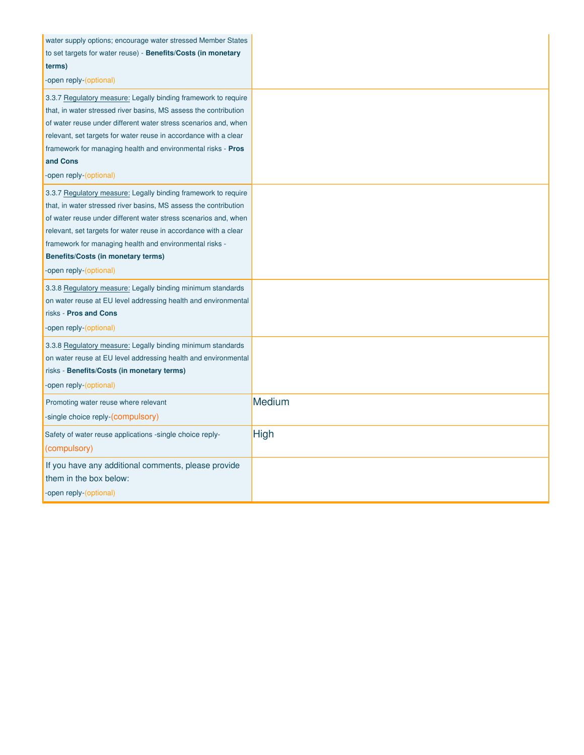| | |
|---|---|
| water supply options; encourage water stressed Member States to set targets for water reuse) - **Benefits/Costs (in monetary terms)**<br>-open reply-(optional) | |
| 3.3.7 Regulatory measure: Legally binding framework to require that, in water stressed river basins, MS assess the contribution of water reuse under different water stress scenarios and, when relevant, set targets for water reuse in accordance with a clear framework for managing health and environmental risks - **Pros and Cons**<br>-open reply-(optional) | |
| 3.3.7 Regulatory measure: Legally binding framework to require that, in water stressed river basins, MS assess the contribution of water reuse under different water stress scenarios and, when relevant, set targets for water reuse in accordance with a clear framework for managing health and environmental risks - **Benefits/Costs (in monetary terms)**<br>-open reply-(optional) | |
| 3.3.8 Regulatory measure: Legally binding minimum standards on water reuse at EU level addressing health and environmental risks - **Pros and Cons**<br>-open reply-(optional) | |
| 3.3.8 Regulatory measure: Legally binding minimum standards on water reuse at EU level addressing health and environmental risks - **Benefits/Costs (in monetary terms)**<br>-open reply-(optional) | |
| Promoting water reuse where relevant<br>-single choice reply-(compulsory) | Medium |
| Safety of water reuse applications -single choice reply-(compulsory) | High |
| If you have any additional comments, please provide them in the box below:<br>-open reply-(optional) | |